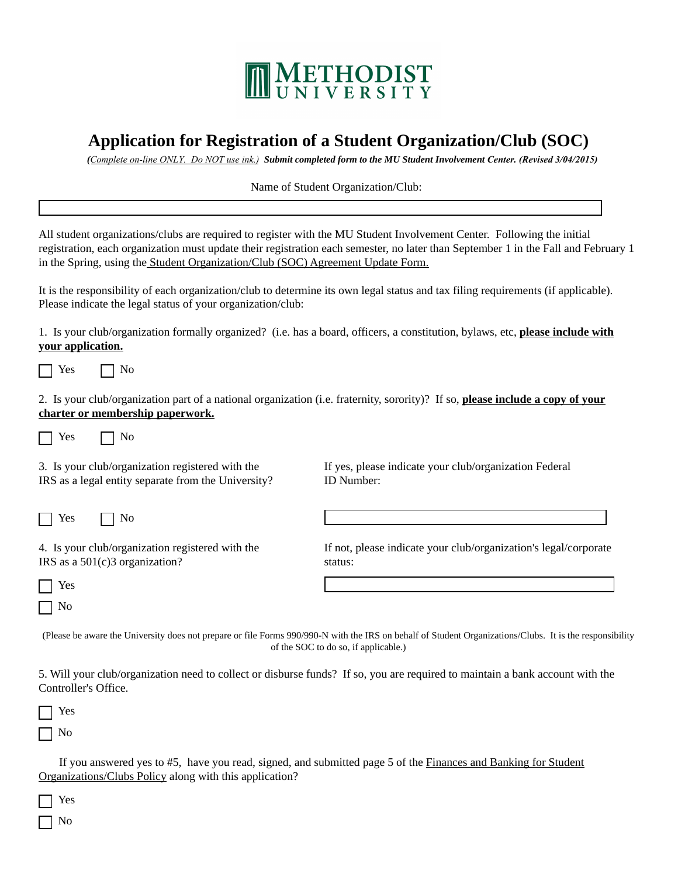METHODIST UNIVERSITY

# Application for Registration of a Student Organization/Club (SOC)

***(Complete on-line ONLY. Do NOT use ink.) Submit completed form to the MU Student Involvement Center. (Revised 3/04/2015)***

Name of Student Organization/Club:

\_\_\_\_\_\_\_\_\_\_\_\_\_\_\_\_\_\_\_\_\_\_\_\_\_\_\_\_\_\_

All student organizations/clubs are required to register with the MU Student Involvement Center. Following the initial registration, each organization must update their registration each semester, no later than September 1 in the Fall and February 1 in the Spring, using the Student Organization/Club (SOC) Agreement Update Form.

It is the responsibility of each organization/club to determine its own legal status and tax filing requirements (if applicable). Please indicate the legal status of your organization/club:

1. Is your club/organization formally organized? (i.e. has a board, officers, a constitution, bylaws, etc, **please include with your application.**

☐ Yes ☐ No

2. Is your club/organization part of a national organization (i.e. fraternity, sorority)? If so, **please include a copy of your charter or membership paperwork.**

☐ Yes ☐ No

3. Is your club/organization registered with the IRS as a legal entity separate from the University?

☐ Yes ☐ No

If yes, please indicate your club/organization Federal ID Number:

\_\_\_\_\_\_\_\_\_\_\_\_\_\_\_\_\_\_\_\_\_\_\_\_\_\_\_\_\_\_

4. Is your club/organization registered with the IRS as a 501(c)3 organization?

☐ Yes

☐ No

If not, please indicate your club/organization's legal/corporate status:

\_\_\_\_\_\_\_\_\_\_\_\_\_\_\_\_\_\_\_\_\_\_\_\_\_\_\_\_\_\_

(Please be aware the University does not prepare or file Forms 990/990-N with the IRS on behalf of Student Organizations/Clubs. It is the responsibility of the SOC to do so, if applicable.)

5. Will your club/organization need to collect or disburse funds? If so, you are required to maintain a bank account with the Controller's Office.

☐ Yes

☐ No

If you answered yes to #5, have you read, signed, and submitted page 5 of the Finances and Banking for Student Organizations/Clubs Policy along with this application?

☐ Yes

☐ No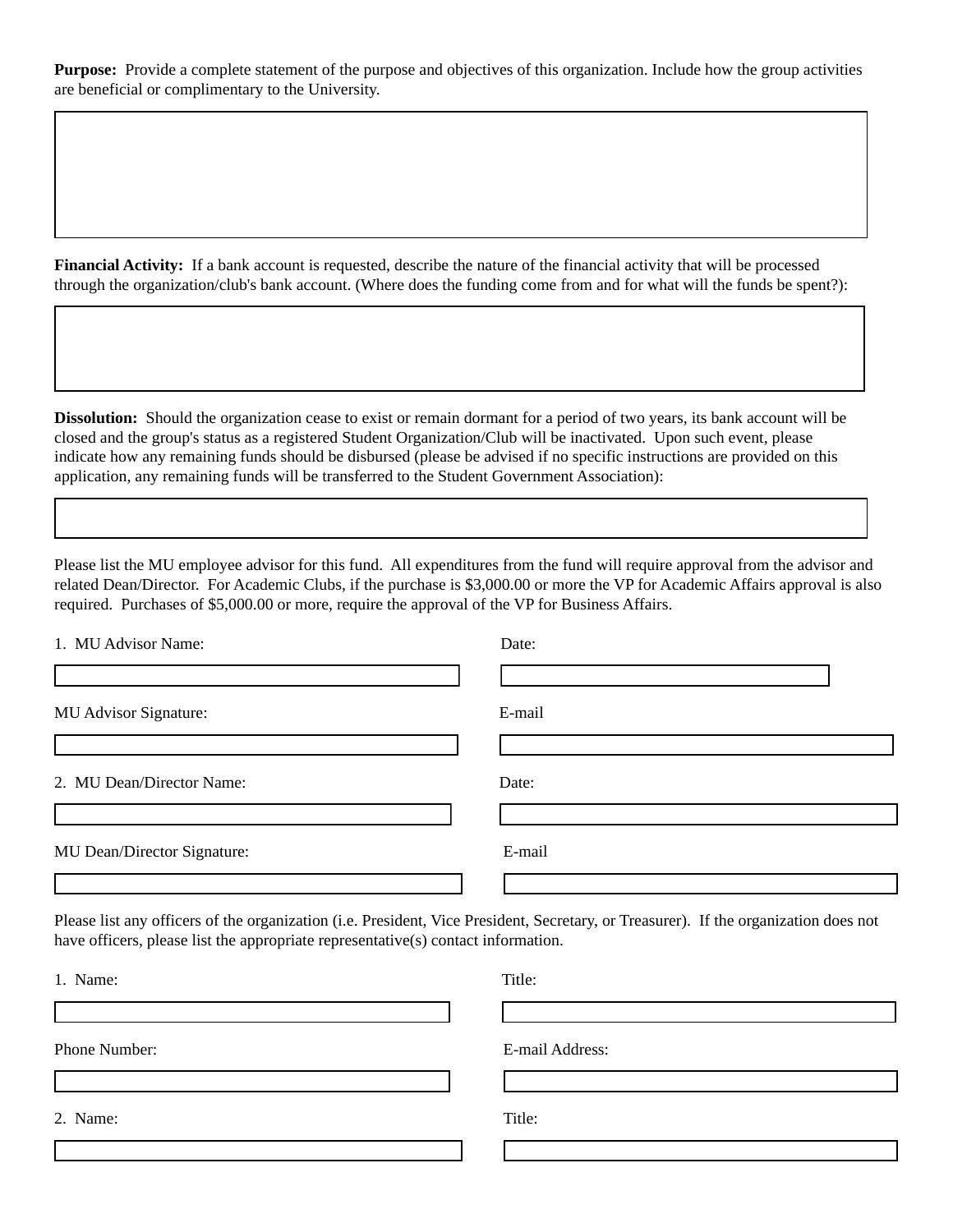**Purpose:** Provide a complete statement of the purpose and objectives of this organization. Include how the group activities are beneficial or complimentary to the University.

**Financial Activity:** If a bank account is requested, describe the nature of the financial activity that will be processed through the organization/club's bank account. (Where does the funding come from and for what will the funds be spent?):

**Dissolution:** Should the organization cease to exist or remain dormant for a period of two years, its bank account will be closed and the group's status as a registered Student Organization/Club will be inactivated. Upon such event, please indicate how any remaining funds should be disbursed (please be advised if no specific instructions are provided on this application, any remaining funds will be transferred to the Student Government Association):

Please list the MU employee advisor for this fund. All expenditures from the fund will require approval from the advisor and related Dean/Director. For Academic Clubs, if the purchase is $3,000.00 or more the VP for Academic Affairs approval is also required. Purchases of $5,000.00 or more, require the approval of the VP for Business Affairs.

1. MU Advisor Name:

Date:

MU Advisor Signature:

E-mail

2. MU Dean/Director Name:

Date:

MU Dean/Director Signature:

E-mail

Please list any officers of the organization (i.e. President, Vice President, Secretary, or Treasurer). If the organization does not have officers, please list the appropriate representative(s) contact information.

1. Name:

Title:

Phone Number:

E-mail Address:

2. Name:

Title: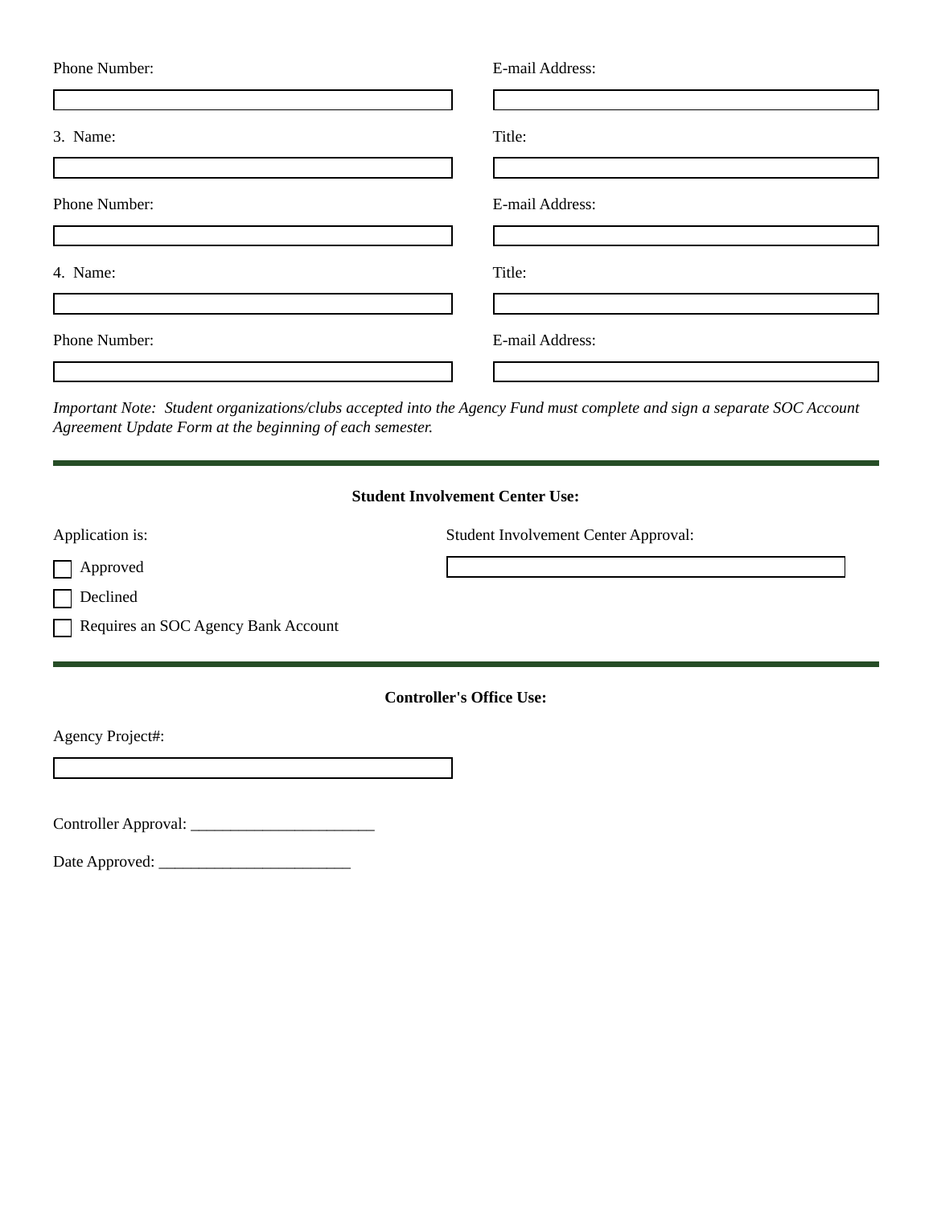Phone Number:

E-mail Address:

3. Name:

Title:

Phone Number:

E-mail Address:

4. Name:

Title:

Phone Number:

E-mail Address:

*Important Note: Student organizations/clubs accepted into the Agency Fund must complete and sign a separate SOC Account Agreement Update Form at the beginning of each semester.*

---

**Student Involvement Center Use:**

Application is:

- ☐ Approved
- ☐ Declined
- ☐ Requires an SOC Agency Bank Account

Student Involvement Center Approval:

---

**Controller's Office Use:**

Agency Project#:

Controller Approval: _______________________

Date Approved: ________________________